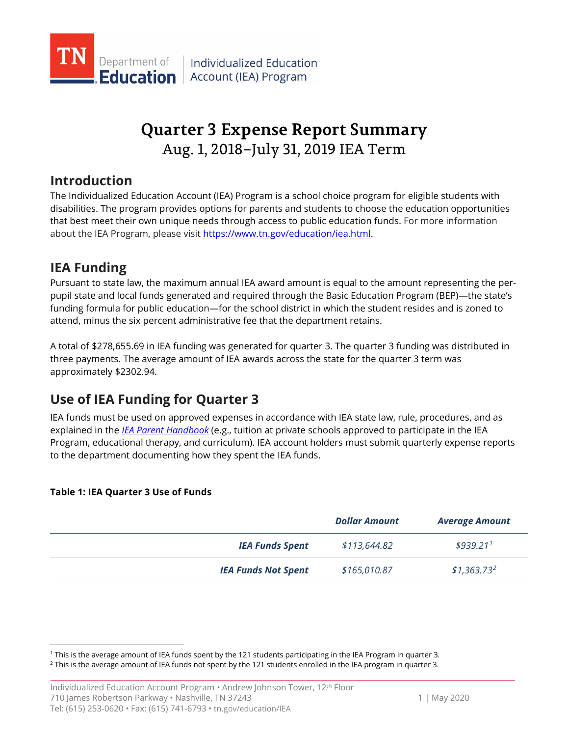# Quarter 3 Expense Report Summary

## Aug. 1, 2018–July 31, 2019 IEA Term

## Introduction

The Individualized Education Account (IEA) Program is a school choice program for eligible students with disabilities. The program provides options for parents and students to choose the education opportunities that best meet their own unique needs through access to public education funds. For more information about the IEA Program, please visit https://www.tn.gov/education/iea.html.

## IEA Funding

Pursuant to state law, the maximum annual IEA award amount is equal to the amount representing the per-pupil state and local funds generated and required through the Basic Education Program (BEP)—the state's funding formula for public education—for the school district in which the student resides and is zoned to attend, minus the six percent administrative fee that the department retains.

A total of $278,655.69 in IEA funding was generated for quarter 3. The quarter 3 funding was distributed in three payments. The average amount of IEA awards across the state for the quarter 3 term was approximately $2302.94.

## Use of IEA Funding for Quarter 3

IEA funds must be used on approved expenses in accordance with IEA state law, rule, procedures, and as explained in the *IEA Parent Handbook* (e.g., tuition at private schools approved to participate in the IEA Program, educational therapy, and curriculum). IEA account holders must submit quarterly expense reports to the department documenting how they spent the IEA funds.

**Table 1: IEA Quarter 3 Use of Funds**

| | ***Dollar Amount*** | ***Average Amount*** |
|---|---|---|
| ***IEA Funds Spent*** | *$113,644.82* | *$939.21*[1] |
| ***IEA Funds Not Spent*** | *$165,010.87* | *$1,363.73*[2] |

[1] This is the average amount of IEA funds spent by the 121 students participating in the IEA Program in quarter 3.

[2] This is the average amount of IEA funds not spent by the 121 students enrolled in the IEA program in quarter 3.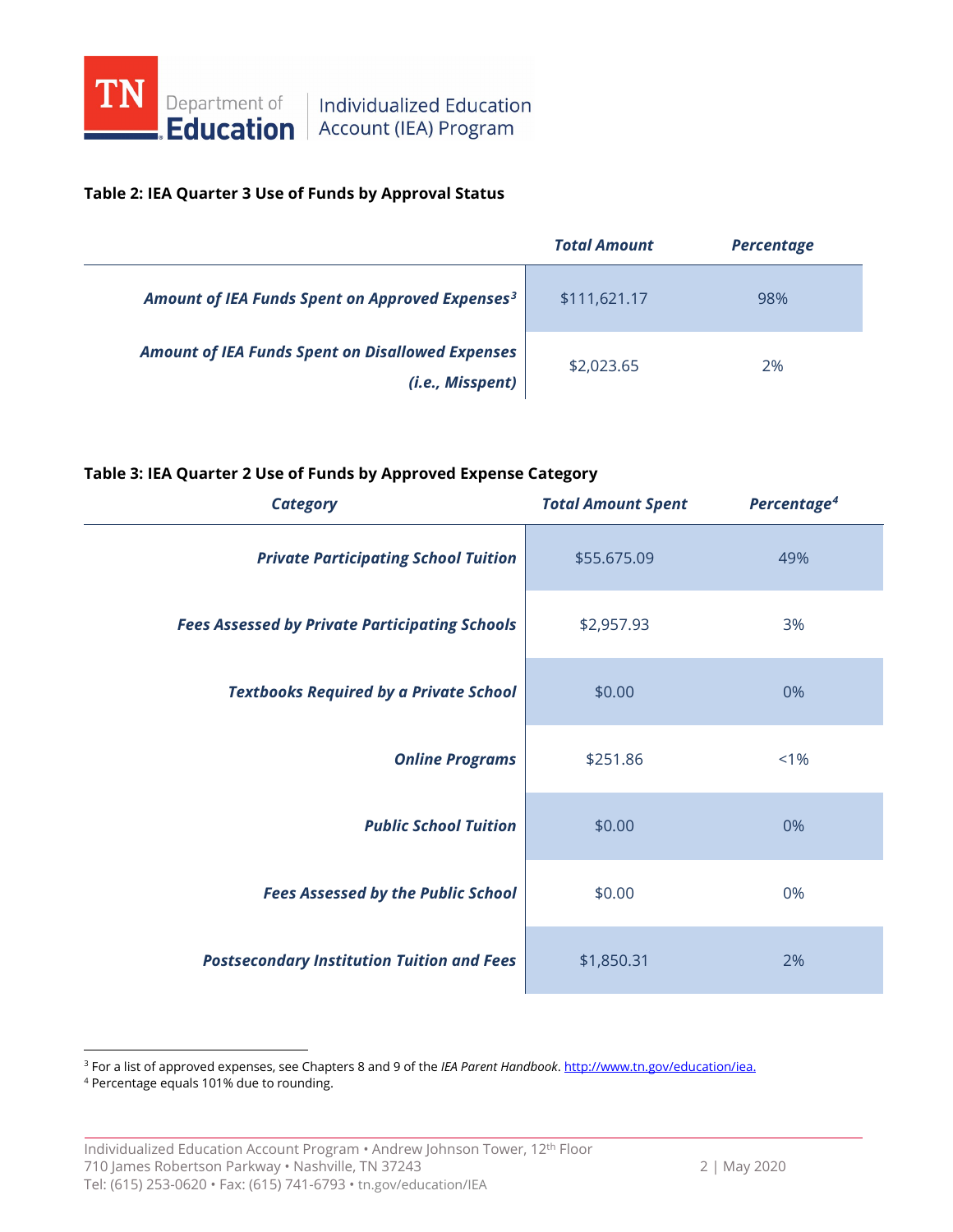**Table 2: IEA Quarter 3 Use of Funds by Approval Status**

| | *Total Amount* | *Percentage* |
|---|---|---|
| ***Amount of IEA Funds Spent on Approved Expenses[3]*** | $111,621.17 | 98% |
| ***Amount of IEA Funds Spent on Disallowed Expenses (i.e., Misspent)*** | $2,023.65 | 2% |

**Table 3: IEA Quarter 2 Use of Funds by Approved Expense Category**

| *Category* | *Total Amount Spent* | *Percentage[4]* |
|---|---|---|
| ***Private Participating School Tuition*** | $55.675.09 | 49% |
| ***Fees Assessed by Private Participating Schools*** | $2,957.93 | 3% |
| ***Textbooks Required by a Private School*** | $0.00 | 0% |
| ***Online Programs*** | $251.86 | <1% |
| ***Public School Tuition*** | $0.00 | 0% |
| ***Fees Assessed by the Public School*** | $0.00 | 0% |
| ***Postsecondary Institution Tuition and Fees*** | $1,850.31 | 2% |

[3] For a list of approved expenses, see Chapters 8 and 9 of the *IEA Parent Handbook*. http://www.tn.gov/education/iea.

[4] Percentage equals 101% due to rounding.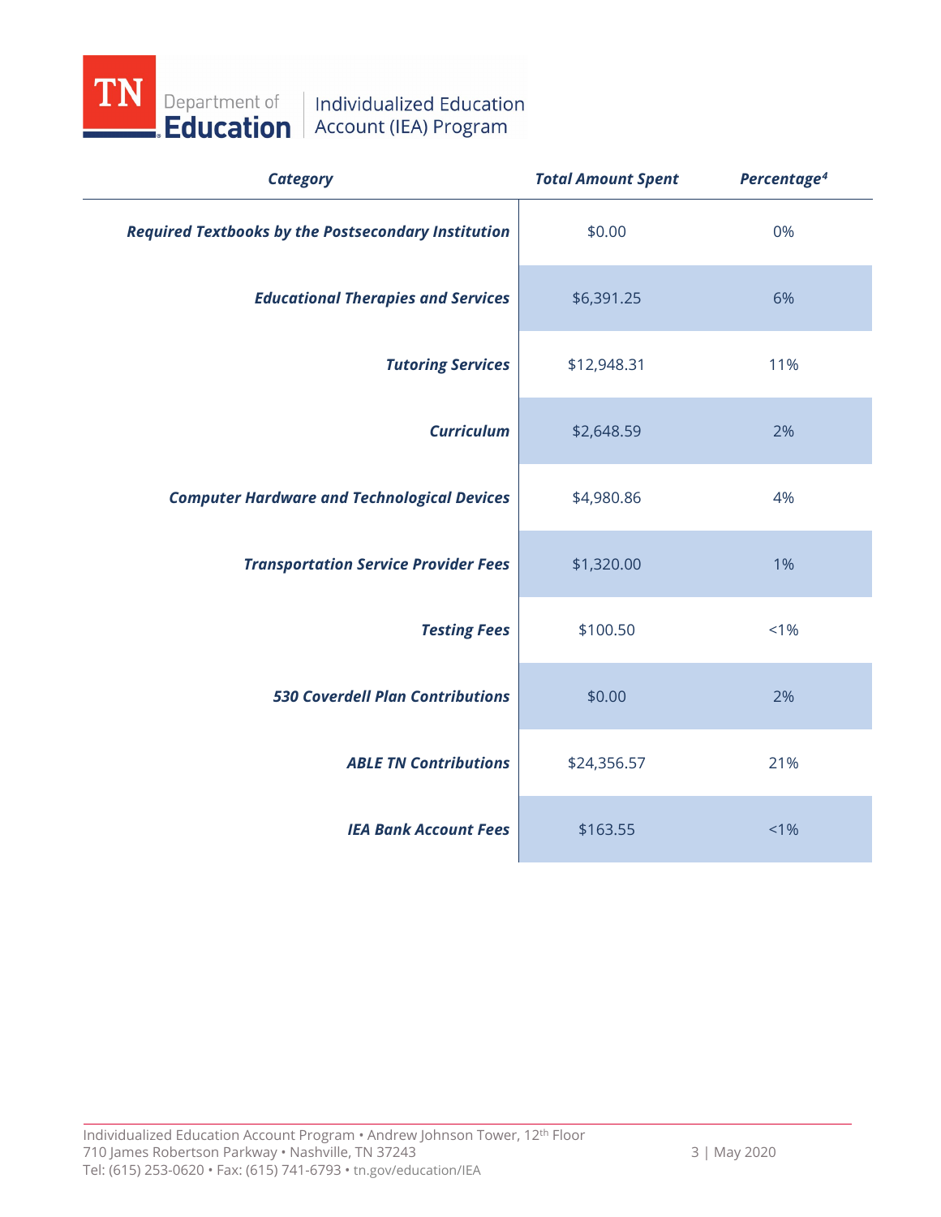| *Category* | *Total Amount Spent* | *Percentage*[4] |
|---|---|---|
| ***Required Textbooks by the Postsecondary Institution*** | $0.00 | 0% |
| ***Educational Therapies and Services*** | $6,391.25 | 6% |
| ***Tutoring Services*** | $12,948.31 | 11% |
| ***Curriculum*** | $2,648.59 | 2% |
| ***Computer Hardware and Technological Devices*** | $4,980.86 | 4% |
| ***Transportation Service Provider Fees*** | $1,320.00 | 1% |
| ***Testing Fees*** | $100.50 | <1% |
| ***530 Coverdell Plan Contributions*** | $0.00 | 2% |
| ***ABLE TN Contributions*** | $24,356.57 | 21% |
| ***IEA Bank Account Fees*** | $163.55 | <1% |